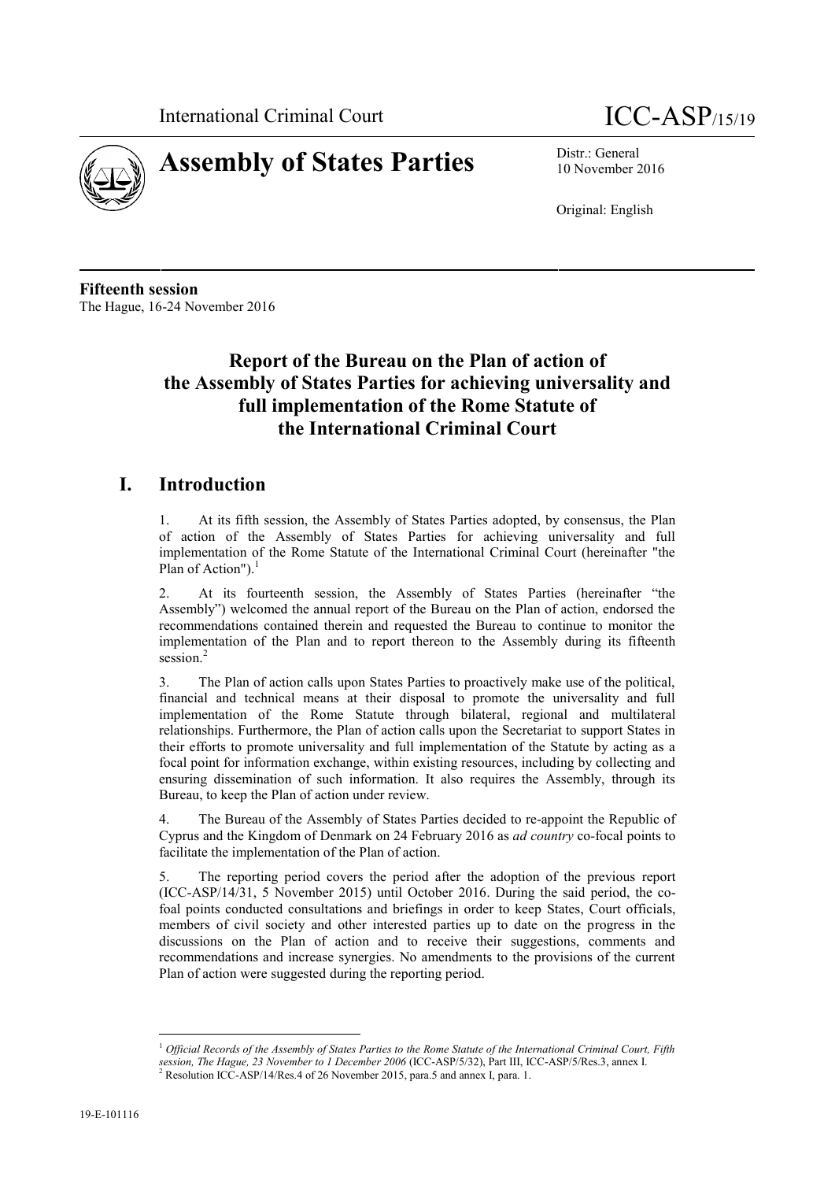International Criminal Court

ICC-ASP/15/19

# Assembly of States Parties

Distr.: General
10 November 2016

Original: English

**Fifteenth session**
The Hague, 16-24 November 2016

# Report of the Bureau on the Plan of action of the Assembly of States Parties for achieving universality and full implementation of the Rome Statute of the International Criminal Court

## I. Introduction

1. At its fifth session, the Assembly of States Parties adopted, by consensus, the Plan of action of the Assembly of States Parties for achieving universality and full implementation of the Rome Statute of the International Criminal Court (hereinafter "the Plan of Action").[1]

2. At its fourteenth session, the Assembly of States Parties (hereinafter "the Assembly") welcomed the annual report of the Bureau on the Plan of action, endorsed the recommendations contained therein and requested the Bureau to continue to monitor the implementation of the Plan and to report thereon to the Assembly during its fifteenth session.[2]

3. The Plan of action calls upon States Parties to proactively make use of the political, financial and technical means at their disposal to promote the universality and full implementation of the Rome Statute through bilateral, regional and multilateral relationships. Furthermore, the Plan of action calls upon the Secretariat to support States in their efforts to promote universality and full implementation of the Statute by acting as a focal point for information exchange, within existing resources, including by collecting and ensuring dissemination of such information. It also requires the Assembly, through its Bureau, to keep the Plan of action under review.

4. The Bureau of the Assembly of States Parties decided to re-appoint the Republic of Cyprus and the Kingdom of Denmark on 24 February 2016 as *ad country* co-focal points to facilitate the implementation of the Plan of action.

5. The reporting period covers the period after the adoption of the previous report (ICC-ASP/14/31, 5 November 2015) until October 2016. During the said period, the co-foal points conducted consultations and briefings in order to keep States, Court officials, members of civil society and other interested parties up to date on the progress in the discussions on the Plan of action and to receive their suggestions, comments and recommendations and increase synergies. No amendments to the provisions of the current Plan of action were suggested during the reporting period.

---

[1] *Official Records of the Assembly of States Parties to the Rome Statute of the International Criminal Court, Fifth session, The Hague, 23 November to 1 December 2006* (ICC-ASP/5/32), Part III, ICC-ASP/5/Res.3, annex I.

[2] Resolution ICC-ASP/14/Res.4 of 26 November 2015, para.5 and annex I, para. 1.

19-E-101116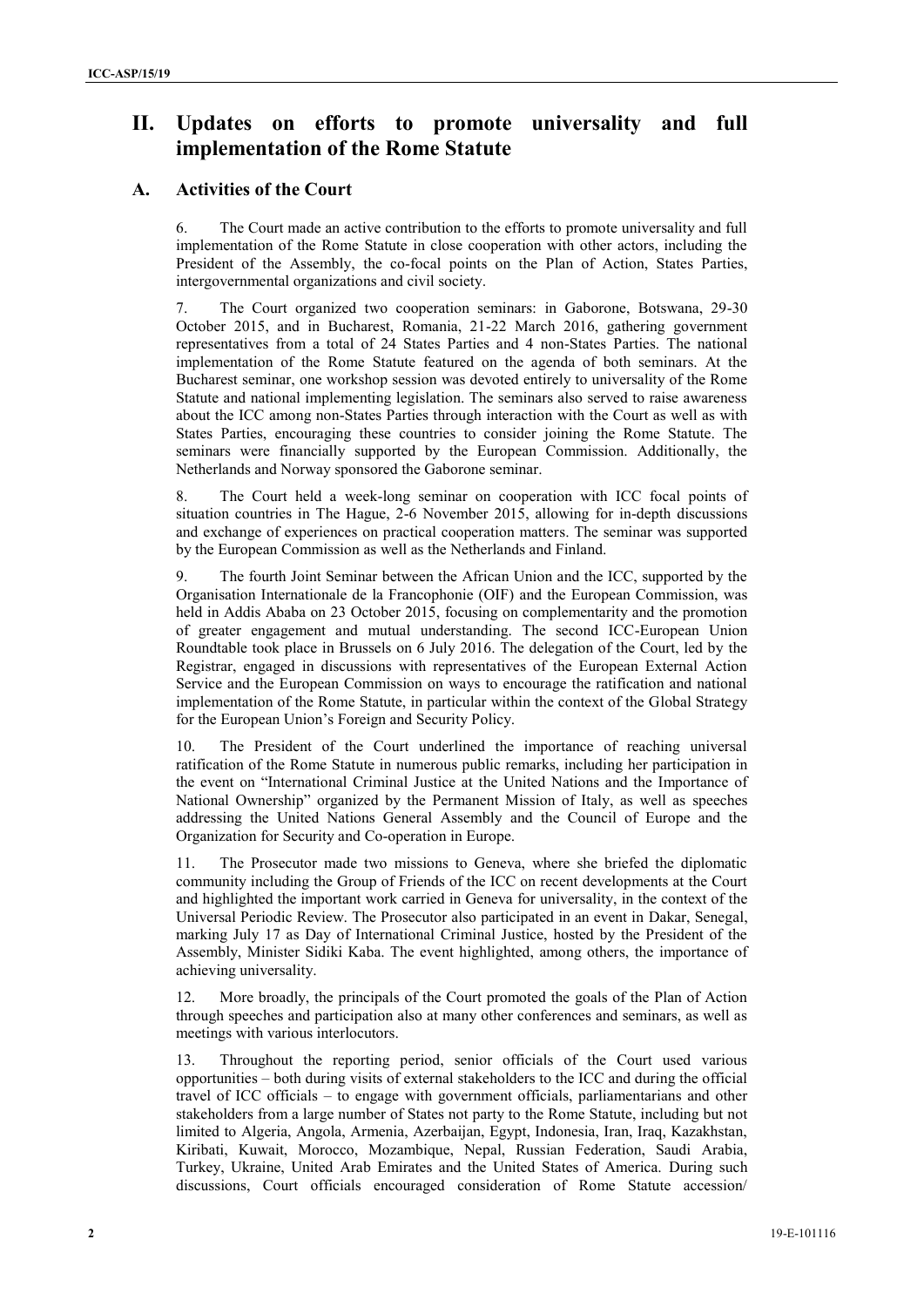## II. Updates on efforts to promote universality and full implementation of the Rome Statute

### A. Activities of the Court

6. The Court made an active contribution to the efforts to promote universality and full implementation of the Rome Statute in close cooperation with other actors, including the President of the Assembly, the co-focal points on the Plan of Action, States Parties, intergovernmental organizations and civil society.

7. The Court organized two cooperation seminars: in Gaborone, Botswana, 29-30 October 2015, and in Bucharest, Romania, 21-22 March 2016, gathering government representatives from a total of 24 States Parties and 4 non-States Parties. The national implementation of the Rome Statute featured on the agenda of both seminars. At the Bucharest seminar, one workshop session was devoted entirely to universality of the Rome Statute and national implementing legislation. The seminars also served to raise awareness about the ICC among non-States Parties through interaction with the Court as well as with States Parties, encouraging these countries to consider joining the Rome Statute. The seminars were financially supported by the European Commission. Additionally, the Netherlands and Norway sponsored the Gaborone seminar.

8. The Court held a week-long seminar on cooperation with ICC focal points of situation countries in The Hague, 2-6 November 2015, allowing for in-depth discussions and exchange of experiences on practical cooperation matters. The seminar was supported by the European Commission as well as the Netherlands and Finland.

9. The fourth Joint Seminar between the African Union and the ICC, supported by the Organisation Internationale de la Francophonie (OIF) and the European Commission, was held in Addis Ababa on 23 October 2015, focusing on complementarity and the promotion of greater engagement and mutual understanding. The second ICC-European Union Roundtable took place in Brussels on 6 July 2016. The delegation of the Court, led by the Registrar, engaged in discussions with representatives of the European External Action Service and the European Commission on ways to encourage the ratification and national implementation of the Rome Statute, in particular within the context of the Global Strategy for the European Union's Foreign and Security Policy.

10. The President of the Court underlined the importance of reaching universal ratification of the Rome Statute in numerous public remarks, including her participation in the event on "International Criminal Justice at the United Nations and the Importance of National Ownership" organized by the Permanent Mission of Italy, as well as speeches addressing the United Nations General Assembly and the Council of Europe and the Organization for Security and Co-operation in Europe.

11. The Prosecutor made two missions to Geneva, where she briefed the diplomatic community including the Group of Friends of the ICC on recent developments at the Court and highlighted the important work carried in Geneva for universality, in the context of the Universal Periodic Review. The Prosecutor also participated in an event in Dakar, Senegal, marking July 17 as Day of International Criminal Justice, hosted by the President of the Assembly, Minister Sidiki Kaba. The event highlighted, among others, the importance of achieving universality.

12. More broadly, the principals of the Court promoted the goals of the Plan of Action through speeches and participation also at many other conferences and seminars, as well as meetings with various interlocutors.

13. Throughout the reporting period, senior officials of the Court used various opportunities – both during visits of external stakeholders to the ICC and during the official travel of ICC officials – to engage with government officials, parliamentarians and other stakeholders from a large number of States not party to the Rome Statute, including but not limited to Algeria, Angola, Armenia, Azerbaijan, Egypt, Indonesia, Iran, Iraq, Kazakhstan, Kiribati, Kuwait, Morocco, Mozambique, Nepal, Russian Federation, Saudi Arabia, Turkey, Ukraine, United Arab Emirates and the United States of America. During such discussions, Court officials encouraged consideration of Rome Statute accession/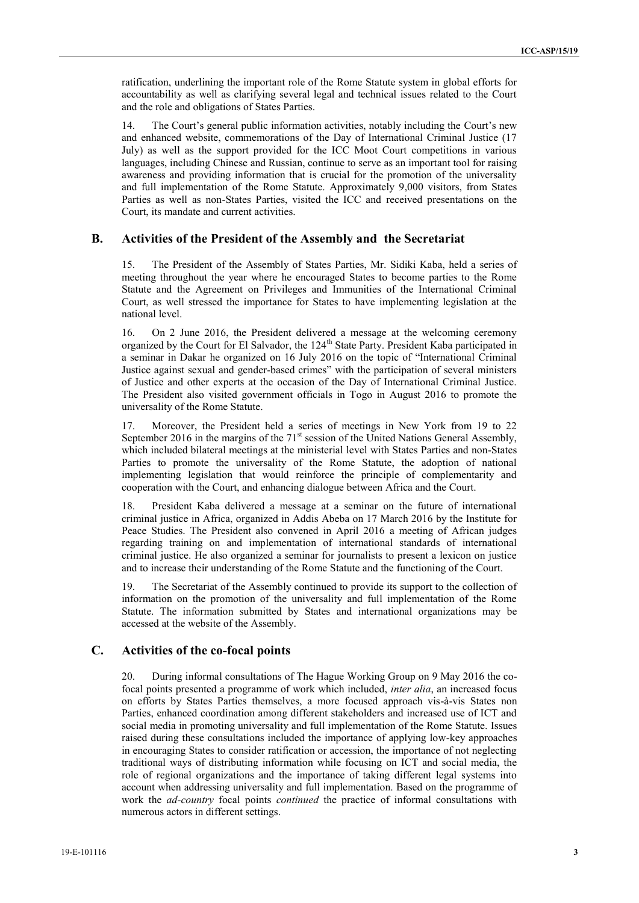ratification, underlining the important role of the Rome Statute system in global efforts for accountability as well as clarifying several legal and technical issues related to the Court and the role and obligations of States Parties.

14. The Court's general public information activities, notably including the Court's new and enhanced website, commemorations of the Day of International Criminal Justice (17 July) as well as the support provided for the ICC Moot Court competitions in various languages, including Chinese and Russian, continue to serve as an important tool for raising awareness and providing information that is crucial for the promotion of the universality and full implementation of the Rome Statute. Approximately 9,000 visitors, from States Parties as well as non-States Parties, visited the ICC and received presentations on the Court, its mandate and current activities.

## B. Activities of the President of the Assembly and the Secretariat

15. The President of the Assembly of States Parties, Mr. Sidiki Kaba, held a series of meeting throughout the year where he encouraged States to become parties to the Rome Statute and the Agreement on Privileges and Immunities of the International Criminal Court, as well stressed the importance for States to have implementing legislation at the national level.

16. On 2 June 2016, the President delivered a message at the welcoming ceremony organized by the Court for El Salvador, the 124th State Party. President Kaba participated in a seminar in Dakar he organized on 16 July 2016 on the topic of "International Criminal Justice against sexual and gender-based crimes" with the participation of several ministers of Justice and other experts at the occasion of the Day of International Criminal Justice. The President also visited government officials in Togo in August 2016 to promote the universality of the Rome Statute.

17. Moreover, the President held a series of meetings in New York from 19 to 22 September 2016 in the margins of the 71st session of the United Nations General Assembly, which included bilateral meetings at the ministerial level with States Parties and non-States Parties to promote the universality of the Rome Statute, the adoption of national implementing legislation that would reinforce the principle of complementarity and cooperation with the Court, and enhancing dialogue between Africa and the Court.

18. President Kaba delivered a message at a seminar on the future of international criminal justice in Africa, organized in Addis Abeba on 17 March 2016 by the Institute for Peace Studies. The President also convened in April 2016 a meeting of African judges regarding training on and implementation of international standards of international criminal justice. He also organized a seminar for journalists to present a lexicon on justice and to increase their understanding of the Rome Statute and the functioning of the Court.

19. The Secretariat of the Assembly continued to provide its support to the collection of information on the promotion of the universality and full implementation of the Rome Statute. The information submitted by States and international organizations may be accessed at the website of the Assembly.

## C. Activities of the co-focal points

20. During informal consultations of The Hague Working Group on 9 May 2016 the co-focal points presented a programme of work which included, *inter alia*, an increased focus on efforts by States Parties themselves, a more focused approach vis-à-vis States non Parties, enhanced coordination among different stakeholders and increased use of ICT and social media in promoting universality and full implementation of the Rome Statute. Issues raised during these consultations included the importance of applying low-key approaches in encouraging States to consider ratification or accession, the importance of not neglecting traditional ways of distributing information while focusing on ICT and social media, the role of regional organizations and the importance of taking different legal systems into account when addressing universality and full implementation. Based on the programme of work the *ad-country* focal points *continued* the practice of informal consultations with numerous actors in different settings.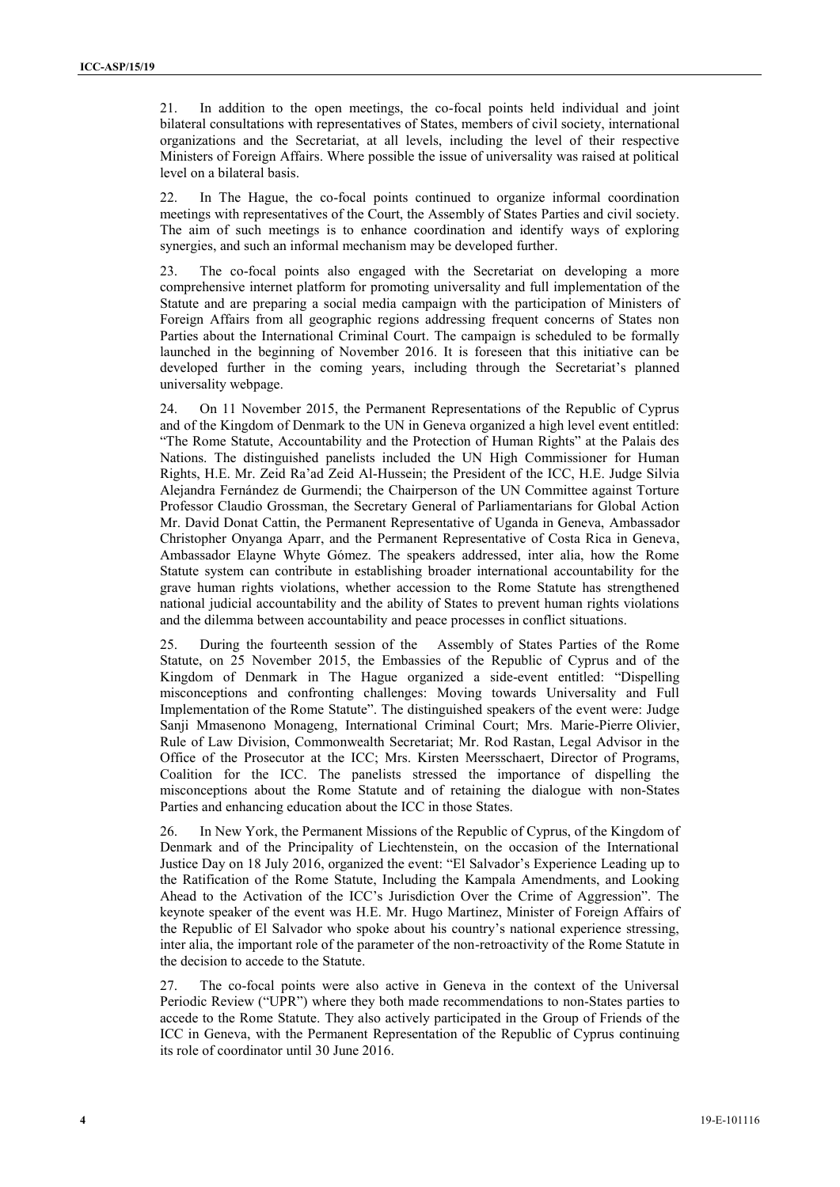21. In addition to the open meetings, the co-focal points held individual and joint bilateral consultations with representatives of States, members of civil society, international organizations and the Secretariat, at all levels, including the level of their respective Ministers of Foreign Affairs. Where possible the issue of universality was raised at political level on a bilateral basis.

22. In The Hague, the co-focal points continued to organize informal coordination meetings with representatives of the Court, the Assembly of States Parties and civil society. The aim of such meetings is to enhance coordination and identify ways of exploring synergies, and such an informal mechanism may be developed further.

23. The co-focal points also engaged with the Secretariat on developing a more comprehensive internet platform for promoting universality and full implementation of the Statute and are preparing a social media campaign with the participation of Ministers of Foreign Affairs from all geographic regions addressing frequent concerns of States non Parties about the International Criminal Court. The campaign is scheduled to be formally launched in the beginning of November 2016. It is foreseen that this initiative can be developed further in the coming years, including through the Secretariat's planned universality webpage.

24. On 11 November 2015, the Permanent Representations of the Republic of Cyprus and of the Kingdom of Denmark to the UN in Geneva organized a high level event entitled: "The Rome Statute, Accountability and the Protection of Human Rights" at the Palais des Nations. The distinguished panelists included the UN High Commissioner for Human Rights, H.E. Mr. Zeid Ra'ad Zeid Al-Hussein; the President of the ICC, H.E. Judge Silvia Alejandra Fernández de Gurmendi; the Chairperson of the UN Committee against Torture Professor Claudio Grossman, the Secretary General of Parliamentarians for Global Action Mr. David Donat Cattin, the Permanent Representative of Uganda in Geneva, Ambassador Christopher Onyanga Aparr, and the Permanent Representative of Costa Rica in Geneva, Ambassador Elayne Whyte Gómez. The speakers addressed, inter alia, how the Rome Statute system can contribute in establishing broader international accountability for the grave human rights violations, whether accession to the Rome Statute has strengthened national judicial accountability and the ability of States to prevent human rights violations and the dilemma between accountability and peace processes in conflict situations.

25. During the fourteenth session of the Assembly of States Parties of the Rome Statute, on 25 November 2015, the Embassies of the Republic of Cyprus and of the Kingdom of Denmark in The Hague organized a side-event entitled: "Dispelling misconceptions and confronting challenges: Moving towards Universality and Full Implementation of the Rome Statute". The distinguished speakers of the event were: Judge Sanji Mmasenono Monageng, International Criminal Court; Mrs. Marie-Pierre Olivier, Rule of Law Division, Commonwealth Secretariat; Mr. Rod Rastan, Legal Advisor in the Office of the Prosecutor at the ICC; Mrs. Kirsten Meersschaert, Director of Programs, Coalition for the ICC. The panelists stressed the importance of dispelling the misconceptions about the Rome Statute and of retaining the dialogue with non-States Parties and enhancing education about the ICC in those States.

26. In New York, the Permanent Missions of the Republic of Cyprus, of the Kingdom of Denmark and of the Principality of Liechtenstein, on the occasion of the International Justice Day on 18 July 2016, organized the event: "El Salvador's Experience Leading up to the Ratification of the Rome Statute, Including the Kampala Amendments, and Looking Ahead to the Activation of the ICC's Jurisdiction Over the Crime of Aggression". The keynote speaker of the event was H.E. Mr. Hugo Martinez, Minister of Foreign Affairs of the Republic of El Salvador who spoke about his country's national experience stressing, inter alia, the important role of the parameter of the non-retroactivity of the Rome Statute in the decision to accede to the Statute.

27. The co-focal points were also active in Geneva in the context of the Universal Periodic Review ("UPR") where they both made recommendations to non-States parties to accede to the Rome Statute. They also actively participated in the Group of Friends of the ICC in Geneva, with the Permanent Representation of the Republic of Cyprus continuing its role of coordinator until 30 June 2016.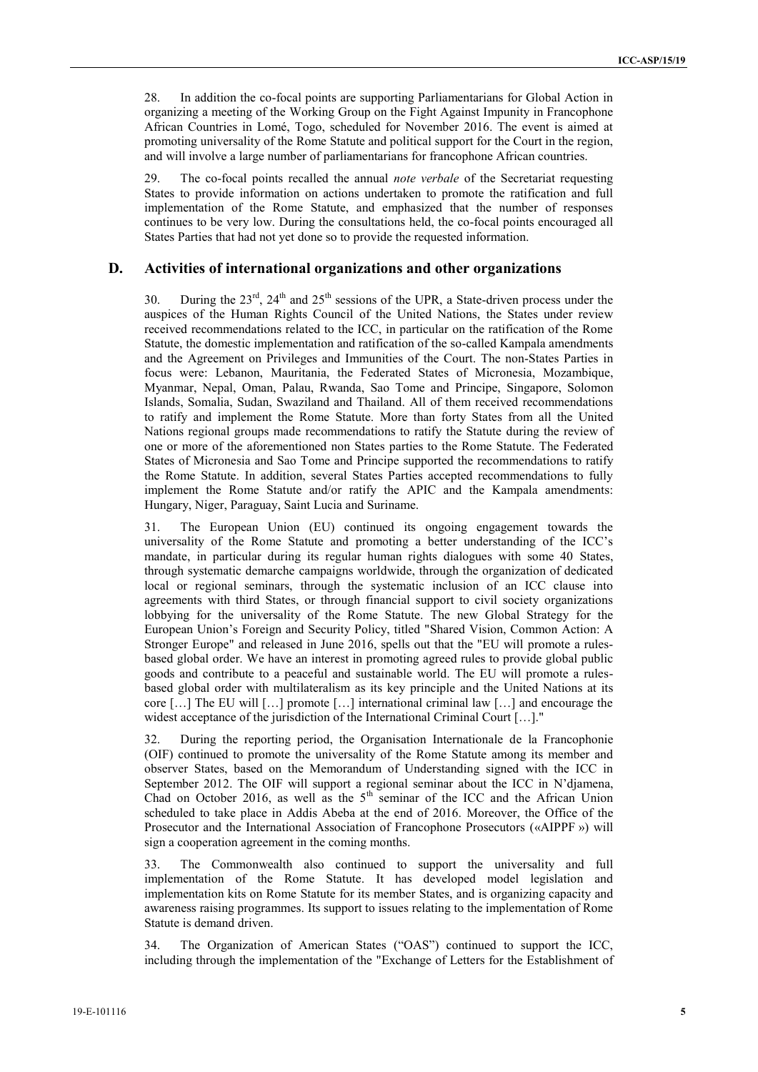28. In addition the co-focal points are supporting Parliamentarians for Global Action in organizing a meeting of the Working Group on the Fight Against Impunity in Francophone African Countries in Lomé, Togo, scheduled for November 2016. The event is aimed at promoting universality of the Rome Statute and political support for the Court in the region, and will involve a large number of parliamentarians for francophone African countries.

29. The co-focal points recalled the annual *note verbale* of the Secretariat requesting States to provide information on actions undertaken to promote the ratification and full implementation of the Rome Statute, and emphasized that the number of responses continues to be very low. During the consultations held, the co-focal points encouraged all States Parties that had not yet done so to provide the requested information.

## D. Activities of international organizations and other organizations

30. During the 23rd, 24th and 25th sessions of the UPR, a State-driven process under the auspices of the Human Rights Council of the United Nations, the States under review received recommendations related to the ICC, in particular on the ratification of the Rome Statute, the domestic implementation and ratification of the so-called Kampala amendments and the Agreement on Privileges and Immunities of the Court. The non-States Parties in focus were: Lebanon, Mauritania, the Federated States of Micronesia, Mozambique, Myanmar, Nepal, Oman, Palau, Rwanda, Sao Tome and Principe, Singapore, Solomon Islands, Somalia, Sudan, Swaziland and Thailand. All of them received recommendations to ratify and implement the Rome Statute. More than forty States from all the United Nations regional groups made recommendations to ratify the Statute during the review of one or more of the aforementioned non States parties to the Rome Statute. The Federated States of Micronesia and Sao Tome and Principe supported the recommendations to ratify the Rome Statute. In addition, several States Parties accepted recommendations to fully implement the Rome Statute and/or ratify the APIC and the Kampala amendments: Hungary, Niger, Paraguay, Saint Lucia and Suriname.

31. The European Union (EU) continued its ongoing engagement towards the universality of the Rome Statute and promoting a better understanding of the ICC's mandate, in particular during its regular human rights dialogues with some 40 States, through systematic demarche campaigns worldwide, through the organization of dedicated local or regional seminars, through the systematic inclusion of an ICC clause into agreements with third States, or through financial support to civil society organizations lobbying for the universality of the Rome Statute. The new Global Strategy for the European Union's Foreign and Security Policy, titled "Shared Vision, Common Action: A Stronger Europe" and released in June 2016, spells out that the "EU will promote a rules-based global order. We have an interest in promoting agreed rules to provide global public goods and contribute to a peaceful and sustainable world. The EU will promote a rules-based global order with multilateralism as its key principle and the United Nations at its core […] The EU will […] promote […] international criminal law […] and encourage the widest acceptance of the jurisdiction of the International Criminal Court […]."

32. During the reporting period, the Organisation Internationale de la Francophonie (OIF) continued to promote the universality of the Rome Statute among its member and observer States, based on the Memorandum of Understanding signed with the ICC in September 2012. The OIF will support a regional seminar about the ICC in N'djamena, Chad on October 2016, as well as the 5th seminar of the ICC and the African Union scheduled to take place in Addis Abeba at the end of 2016. Moreover, the Office of the Prosecutor and the International Association of Francophone Prosecutors («AIPPF ») will sign a cooperation agreement in the coming months.

33. The Commonwealth also continued to support the universality and full implementation of the Rome Statute. It has developed model legislation and implementation kits on Rome Statute for its member States, and is organizing capacity and awareness raising programmes. Its support to issues relating to the implementation of Rome Statute is demand driven.

34. The Organization of American States ("OAS") continued to support the ICC, including through the implementation of the "Exchange of Letters for the Establishment of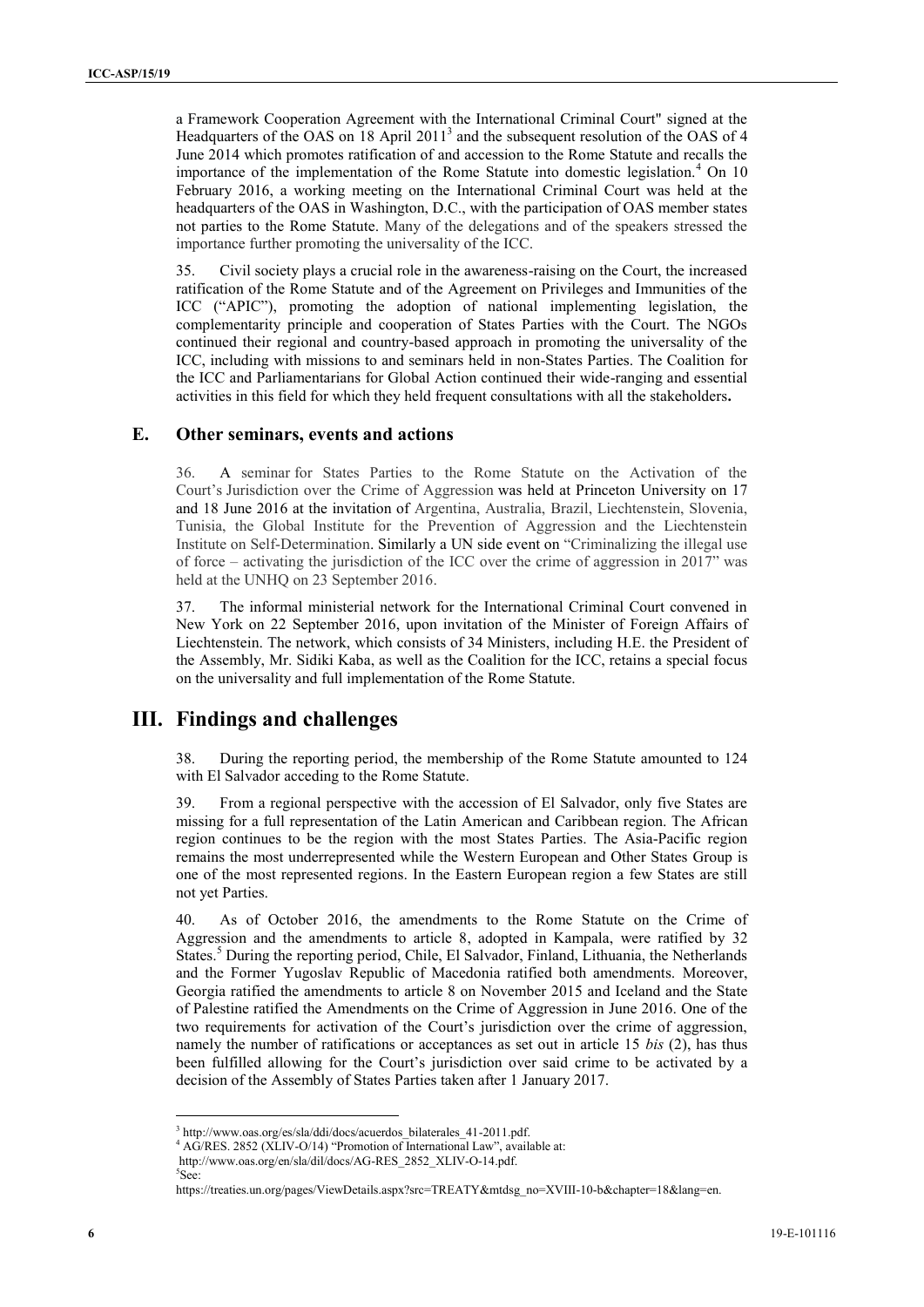a Framework Cooperation Agreement with the International Criminal Court" signed at the Headquarters of the OAS on 18 April 2011[3] and the subsequent resolution of the OAS of 4 June 2014 which promotes ratification of and accession to the Rome Statute and recalls the importance of the implementation of the Rome Statute into domestic legislation.[4] On 10 February 2016, a working meeting on the International Criminal Court was held at the headquarters of the OAS in Washington, D.C., with the participation of OAS member states not parties to the Rome Statute. Many of the delegations and of the speakers stressed the importance further promoting the universality of the ICC.

35. Civil society plays a crucial role in the awareness-raising on the Court, the increased ratification of the Rome Statute and of the Agreement on Privileges and Immunities of the ICC ("APIC"), promoting the adoption of national implementing legislation, the complementarity principle and cooperation of States Parties with the Court. The NGOs continued their regional and country-based approach in promoting the universality of the ICC, including with missions to and seminars held in non-States Parties. The Coalition for the ICC and Parliamentarians for Global Action continued their wide-ranging and essential activities in this field for which they held frequent consultations with all the stakeholders**.**

## E. Other seminars, events and actions

36. A seminar for States Parties to the Rome Statute on the Activation of the Court's Jurisdiction over the Crime of Aggression was held at Princeton University on 17 and 18 June 2016 at the invitation of Argentina, Australia, Brazil, Liechtenstein, Slovenia, Tunisia, the Global Institute for the Prevention of Aggression and the Liechtenstein Institute on Self-Determination. Similarly a UN side event on "Criminalizing the illegal use of force – activating the jurisdiction of the ICC over the crime of aggression in 2017" was held at the UNHQ on 23 September 2016.

37. The informal ministerial network for the International Criminal Court convened in New York on 22 September 2016, upon invitation of the Minister of Foreign Affairs of Liechtenstein. The network, which consists of 34 Ministers, including H.E. the President of the Assembly, Mr. Sidiki Kaba, as well as the Coalition for the ICC, retains a special focus on the universality and full implementation of the Rome Statute.

# III. Findings and challenges

38. During the reporting period, the membership of the Rome Statute amounted to 124 with El Salvador acceding to the Rome Statute.

39. From a regional perspective with the accession of El Salvador, only five States are missing for a full representation of the Latin American and Caribbean region. The African region continues to be the region with the most States Parties. The Asia-Pacific region remains the most underrepresented while the Western European and Other States Group is one of the most represented regions. In the Eastern European region a few States are still not yet Parties.

40. As of October 2016, the amendments to the Rome Statute on the Crime of Aggression and the amendments to article 8, adopted in Kampala, were ratified by 32 States.[5] During the reporting period, Chile, El Salvador, Finland, Lithuania, the Netherlands and the Former Yugoslav Republic of Macedonia ratified both amendments. Moreover, Georgia ratified the amendments to article 8 on November 2015 and Iceland and the State of Palestine ratified the Amendments on the Crime of Aggression in June 2016. One of the two requirements for activation of the Court's jurisdiction over the crime of aggression, namely the number of ratifications or acceptances as set out in article 15 *bis* (2), has thus been fulfilled allowing for the Court's jurisdiction over said crime to be activated by a decision of the Assembly of States Parties taken after 1 January 2017.

---

[3] http://www.oas.org/es/sla/ddi/docs/acuerdos_bilaterales_41-2011.pdf.

[4] AG/RES. 2852 (XLIV-O/14) "Promotion of International Law", available at: http://www.oas.org/en/sla/dil/docs/AG-RES_2852_XLIV-O-14.pdf.

[5] See: https://treaties.un.org/pages/ViewDetails.aspx?src=TREATY&mtdsg_no=XVIII-10-b&chapter=18&lang=en.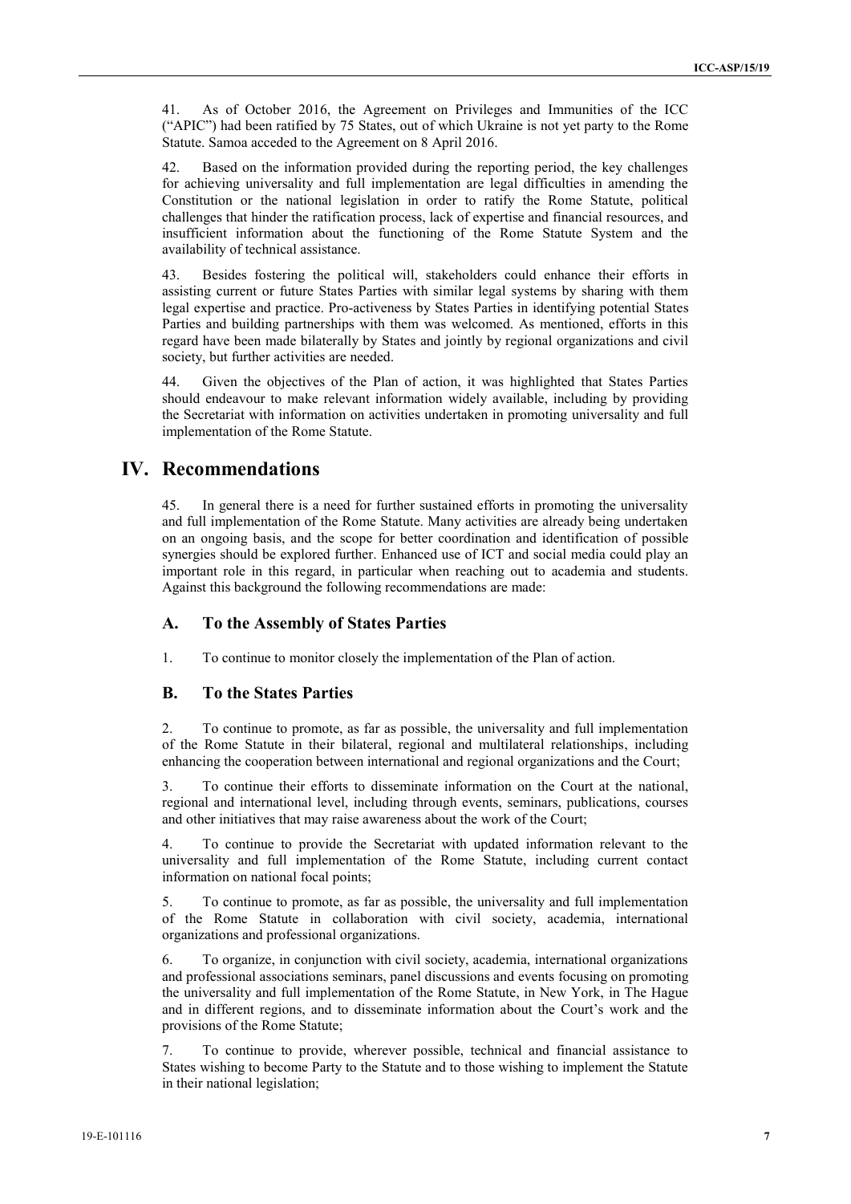41. As of October 2016, the Agreement on Privileges and Immunities of the ICC ("APIC") had been ratified by 75 States, out of which Ukraine is not yet party to the Rome Statute. Samoa acceded to the Agreement on 8 April 2016.

42. Based on the information provided during the reporting period, the key challenges for achieving universality and full implementation are legal difficulties in amending the Constitution or the national legislation in order to ratify the Rome Statute, political challenges that hinder the ratification process, lack of expertise and financial resources, and insufficient information about the functioning of the Rome Statute System and the availability of technical assistance.

43. Besides fostering the political will, stakeholders could enhance their efforts in assisting current or future States Parties with similar legal systems by sharing with them legal expertise and practice. Pro-activeness by States Parties in identifying potential States Parties and building partnerships with them was welcomed. As mentioned, efforts in this regard have been made bilaterally by States and jointly by regional organizations and civil society, but further activities are needed.

44. Given the objectives of the Plan of action, it was highlighted that States Parties should endeavour to make relevant information widely available, including by providing the Secretariat with information on activities undertaken in promoting universality and full implementation of the Rome Statute.

# IV. Recommendations

45. In general there is a need for further sustained efforts in promoting the universality and full implementation of the Rome Statute. Many activities are already being undertaken on an ongoing basis, and the scope for better coordination and identification of possible synergies should be explored further. Enhanced use of ICT and social media could play an important role in this regard, in particular when reaching out to academia and students. Against this background the following recommendations are made:

## A. To the Assembly of States Parties

1. To continue to monitor closely the implementation of the Plan of action.

## B. To the States Parties

2. To continue to promote, as far as possible, the universality and full implementation of the Rome Statute in their bilateral, regional and multilateral relationships, including enhancing the cooperation between international and regional organizations and the Court;

3. To continue their efforts to disseminate information on the Court at the national, regional and international level, including through events, seminars, publications, courses and other initiatives that may raise awareness about the work of the Court;

4. To continue to provide the Secretariat with updated information relevant to the universality and full implementation of the Rome Statute, including current contact information on national focal points;

5. To continue to promote, as far as possible, the universality and full implementation of the Rome Statute in collaboration with civil society, academia, international organizations and professional organizations.

6. To organize, in conjunction with civil society, academia, international organizations and professional associations seminars, panel discussions and events focusing on promoting the universality and full implementation of the Rome Statute, in New York, in The Hague and in different regions, and to disseminate information about the Court's work and the provisions of the Rome Statute;

7. To continue to provide, wherever possible, technical and financial assistance to States wishing to become Party to the Statute and to those wishing to implement the Statute in their national legislation;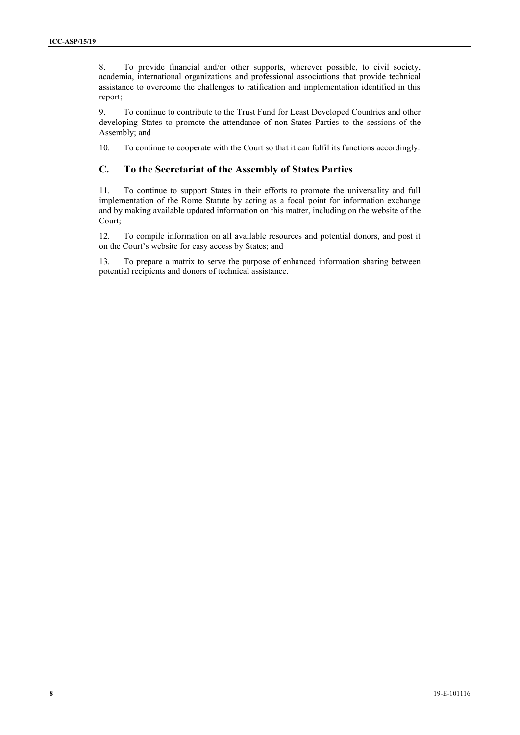8. To provide financial and/or other supports, wherever possible, to civil society, academia, international organizations and professional associations that provide technical assistance to overcome the challenges to ratification and implementation identified in this report;

9. To continue to contribute to the Trust Fund for Least Developed Countries and other developing States to promote the attendance of non-States Parties to the sessions of the Assembly; and

10. To continue to cooperate with the Court so that it can fulfil its functions accordingly.

## C. To the Secretariat of the Assembly of States Parties

11. To continue to support States in their efforts to promote the universality and full implementation of the Rome Statute by acting as a focal point for information exchange and by making available updated information on this matter, including on the website of the Court;

12. To compile information on all available resources and potential donors, and post it on the Court's website for easy access by States; and

13. To prepare a matrix to serve the purpose of enhanced information sharing between potential recipients and donors of technical assistance.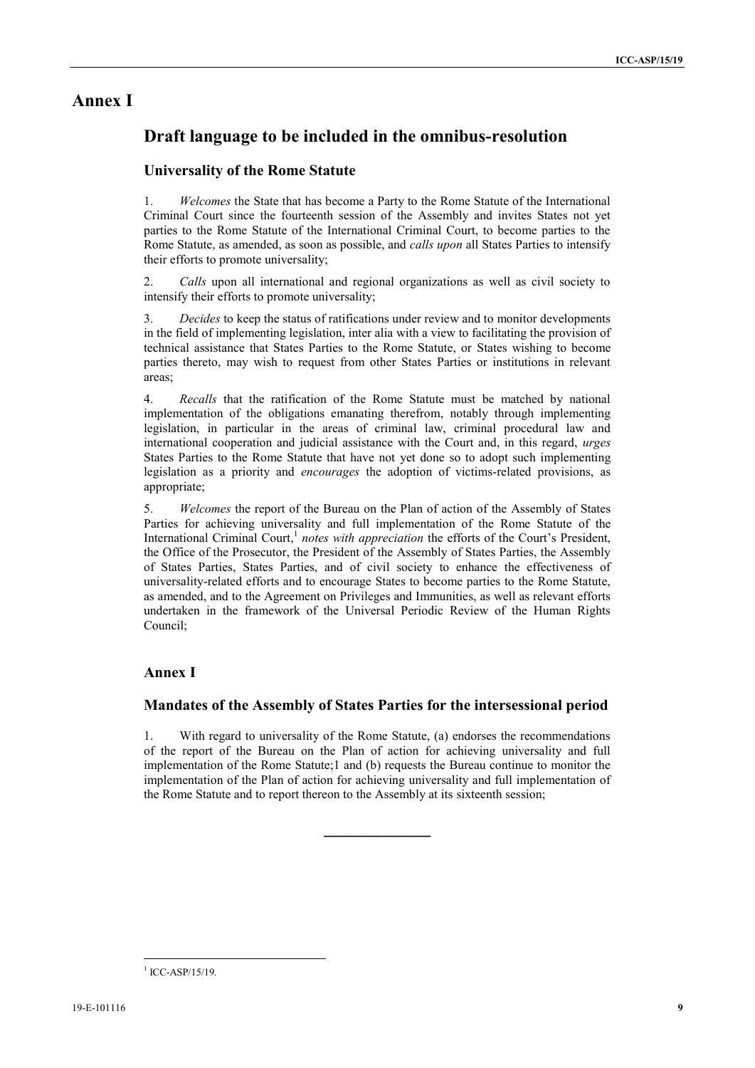# Annex I

## Draft language to be included in the omnibus-resolution

### Universality of the Rome Statute

1. *Welcomes* the State that has become a Party to the Rome Statute of the International Criminal Court since the fourteenth session of the Assembly and invites States not yet parties to the Rome Statute of the International Criminal Court, to become parties to the Rome Statute, as amended, as soon as possible, and *calls upon* all States Parties to intensify their efforts to promote universality;

2. *Calls* upon all international and regional organizations as well as civil society to intensify their efforts to promote universality;

3. *Decides* to keep the status of ratifications under review and to monitor developments in the field of implementing legislation, inter alia with a view to facilitating the provision of technical assistance that States Parties to the Rome Statute, or States wishing to become parties thereto, may wish to request from other States Parties or institutions in relevant areas;

4. *Recalls* that the ratification of the Rome Statute must be matched by national implementation of the obligations emanating therefrom, notably through implementing legislation, in particular in the areas of criminal law, criminal procedural law and international cooperation and judicial assistance with the Court and, in this regard, *urges* States Parties to the Rome Statute that have not yet done so to adopt such implementing legislation as a priority and *encourages* the adoption of victims-related provisions, as appropriate;

5. *Welcomes* the report of the Bureau on the Plan of action of the Assembly of States Parties for achieving universality and full implementation of the Rome Statute of the International Criminal Court,[1] *notes with appreciation* the efforts of the Court's President, the Office of the Prosecutor, the President of the Assembly of States Parties, the Assembly of States Parties, States Parties, and of civil society to enhance the effectiveness of universality-related efforts and to encourage States to become parties to the Rome Statute, as amended, and to the Agreement on Privileges and Immunities, as well as relevant efforts undertaken in the framework of the Universal Periodic Review of the Human Rights Council;

### Annex I

### Mandates of the Assembly of States Parties for the intersessional period

1. With regard to universality of the Rome Statute, (a) endorses the recommendations of the report of the Bureau on the Plan of action for achieving universality and full implementation of the Rome Statute;1 and (b) requests the Bureau continue to monitor the implementation of the Plan of action for achieving universality and full implementation of the Rome Statute and to report thereon to the Assembly at its sixteenth session;

---

[1] ICC-ASP/15/19.